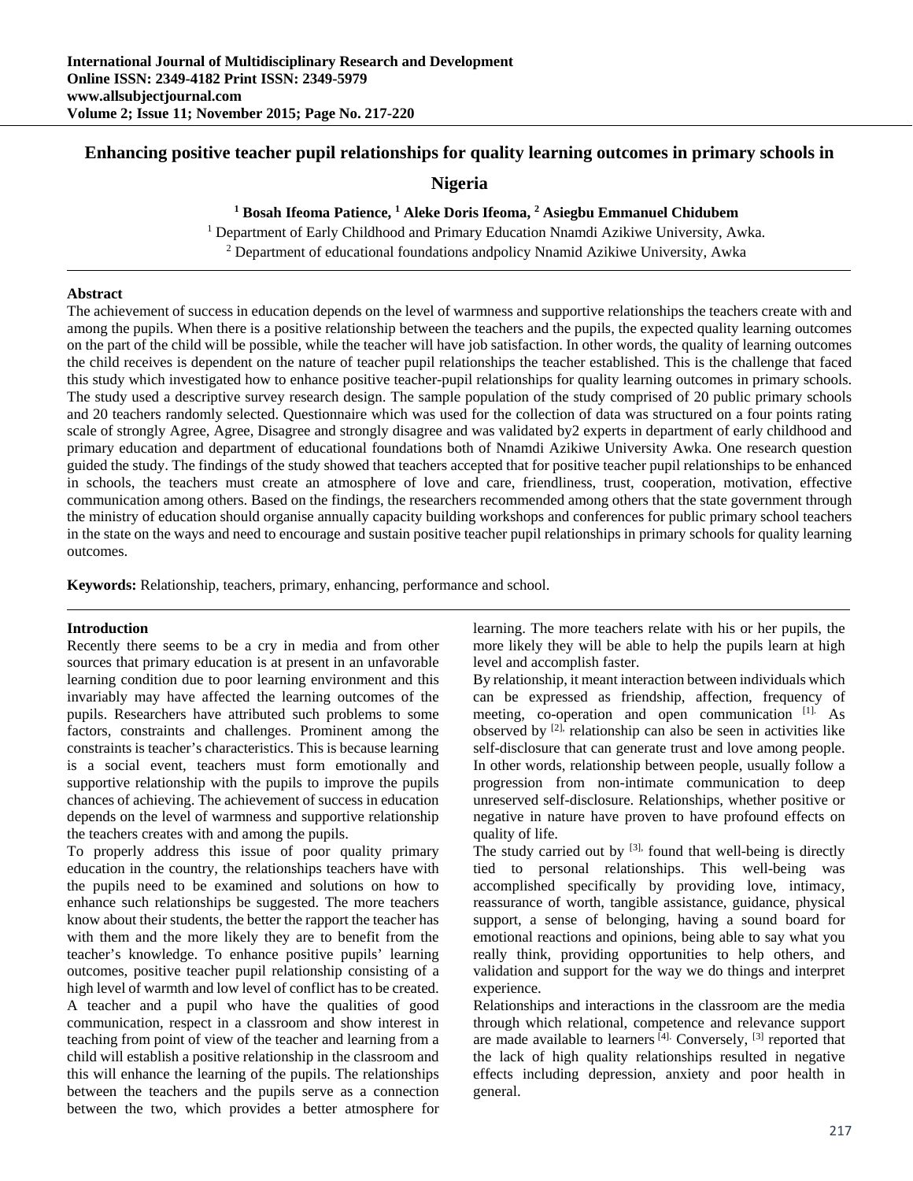# Enhancing positive teacher pupil relationships for quality learning outcomes in primary schools in Nigeria

[1] Bosah Ifeoma Patience, [1] Aleke Doris Ifeoma, [2] Asiegbu Emmanuel Chidubem

[1] Department of Early Childhood and Primary Education Nnamdi Azikiwe University, Awka.

[2] Department of educational foundations andpolicy Nnamid Azikiwe University, Awka

## Abstract

The achievement of success in education depends on the level of warmness and supportive relationships the teachers create with and among the pupils. When there is a positive relationship between the teachers and the pupils, the expected quality learning outcomes on the part of the child will be possible, while the teacher will have job satisfaction. In other words, the quality of learning outcomes the child receives is dependent on the nature of teacher pupil relationships the teacher established. This is the challenge that faced this study which investigated how to enhance positive teacher-pupil relationships for quality learning outcomes in primary schools. The study used a descriptive survey research design. The sample population of the study comprised of 20 public primary schools and 20 teachers randomly selected. Questionnaire which was used for the collection of data was structured on a four points rating scale of strongly Agree, Agree, Disagree and strongly disagree and was validated by2 experts in department of early childhood and primary education and department of educational foundations both of Nnamdi Azikiwe University Awka. One research question guided the study. The findings of the study showed that teachers accepted that for positive teacher pupil relationships to be enhanced in schools, the teachers must create an atmosphere of love and care, friendliness, trust, cooperation, motivation, effective communication among others. Based on the findings, the researchers recommended among others that the state government through the ministry of education should organise annually capacity building workshops and conferences for public primary school teachers in the state on the ways and need to encourage and sustain positive teacher pupil relationships in primary schools for quality learning outcomes.

**Keywords:** Relationship, teachers, primary, enhancing, performance and school.

## Introduction

Recently there seems to be a cry in media and from other sources that primary education is at present in an unfavorable learning condition due to poor learning environment and this invariably may have affected the learning outcomes of the pupils. Researchers have attributed such problems to some factors, constraints and challenges. Prominent among the constraints is teacher's characteristics. This is because learning is a social event, teachers must form emotionally and supportive relationship with the pupils to improve the pupils chances of achieving. The achievement of success in education depends on the level of warmness and supportive relationship the teachers creates with and among the pupils.

To properly address this issue of poor quality primary education in the country, the relationships teachers have with the pupils need to be examined and solutions on how to enhance such relationships be suggested. The more teachers know about their students, the better the rapport the teacher has with them and the more likely they are to benefit from the teacher's knowledge. To enhance positive pupils' learning outcomes, positive teacher pupil relationship consisting of a high level of warmth and low level of conflict has to be created. A teacher and a pupil who have the qualities of good communication, respect in a classroom and show interest in teaching from point of view of the teacher and learning from a child will establish a positive relationship in the classroom and this will enhance the learning of the pupils. The relationships between the teachers and the pupils serve as a connection between the two, which provides a better atmosphere for learning. The more teachers relate with his or her pupils, the more likely they will be able to help the pupils learn at high level and accomplish faster.

By relationship, it meant interaction between individuals which can be expressed as friendship, affection, frequency of meeting, co-operation and open communication [1]. As observed by [2], relationship can also be seen in activities like self-disclosure that can generate trust and love among people. In other words, relationship between people, usually follow a progression from non-intimate communication to deep unreserved self-disclosure. Relationships, whether positive or negative in nature have proven to have profound effects on quality of life.

The study carried out by [3], found that well-being is directly tied to personal relationships. This well-being was accomplished specifically by providing love, intimacy, reassurance of worth, tangible assistance, guidance, physical support, a sense of belonging, having a sound board for emotional reactions and opinions, being able to say what you really think, providing opportunities to help others, and validation and support for the way we do things and interpret experience.

Relationships and interactions in the classroom are the media through which relational, competence and relevance support are made available to learners [4]. Conversely, [3] reported that the lack of high quality relationships resulted in negative effects including depression, anxiety and poor health in general.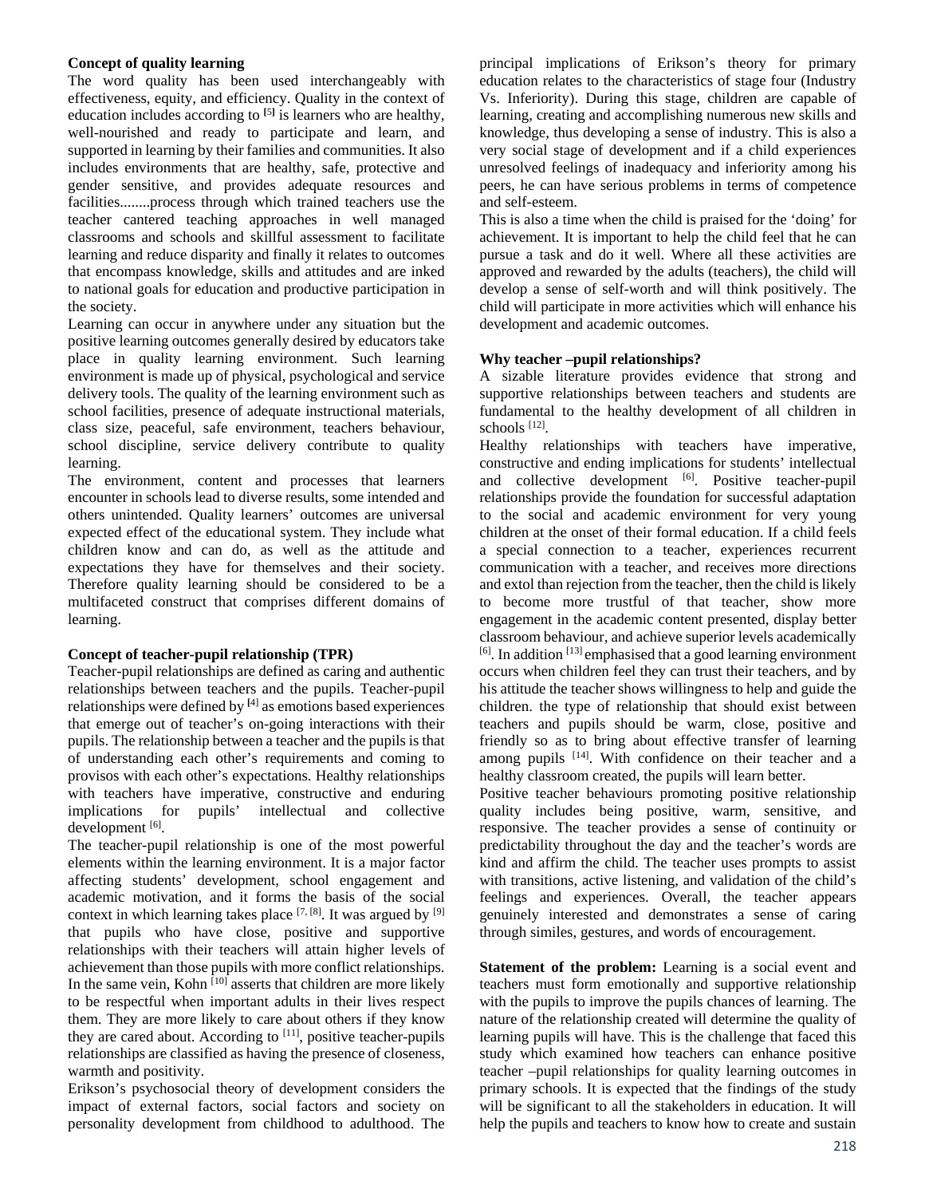**Concept of quality learning**

The word quality has been used interchangeably with effectiveness, equity, and efficiency. Quality in the context of education includes according to [5] is learners who are healthy, well-nourished and ready to participate and learn, and supported in learning by their families and communities. It also includes environments that are healthy, safe, protective and gender sensitive, and provides adequate resources and facilities........process through which trained teachers use the teacher cantered teaching approaches in well managed classrooms and schools and skillful assessment to facilitate learning and reduce disparity and finally it relates to outcomes that encompass knowledge, skills and attitudes and are inked to national goals for education and productive participation in the society.

Learning can occur in anywhere under any situation but the positive learning outcomes generally desired by educators take place in quality learning environment. Such learning environment is made up of physical, psychological and service delivery tools. The quality of the learning environment such as school facilities, presence of adequate instructional materials, class size, peaceful, safe environment, teachers behaviour, school discipline, service delivery contribute to quality learning.

The environment, content and processes that learners encounter in schools lead to diverse results, some intended and others unintended. Quality learners' outcomes are universal expected effect of the educational system. They include what children know and can do, as well as the attitude and expectations they have for themselves and their society. Therefore quality learning should be considered to be a multifaceted construct that comprises different domains of learning.

**Concept of teacher-pupil relationship (TPR)**

Teacher-pupil relationships are defined as caring and authentic relationships between teachers and the pupils. Teacher-pupil relationships were defined by [4] as emotions based experiences that emerge out of teacher's on-going interactions with their pupils. The relationship between a teacher and the pupils is that of understanding each other's requirements and coming to provisos with each other's expectations. Healthy relationships with teachers have imperative, constructive and enduring implications for pupils' intellectual and collective development [6].

The teacher-pupil relationship is one of the most powerful elements within the learning environment. It is a major factor affecting students' development, school engagement and academic motivation, and it forms the basis of the social context in which learning takes place [7, 8]. It was argued by [9] that pupils who have close, positive and supportive relationships with their teachers will attain higher levels of achievement than those pupils with more conflict relationships. In the same vein, Kohn [10] asserts that children are more likely to be respectful when important adults in their lives respect them. They are more likely to care about others if they know they are cared about. According to [11], positive teacher-pupils relationships are classified as having the presence of closeness, warmth and positivity.

Erikson's psychosocial theory of development considers the impact of external factors, social factors and society on personality development from childhood to adulthood. The principal implications of Erikson's theory for primary education relates to the characteristics of stage four (Industry Vs. Inferiority). During this stage, children are capable of learning, creating and accomplishing numerous new skills and knowledge, thus developing a sense of industry. This is also a very social stage of development and if a child experiences unresolved feelings of inadequacy and inferiority among his peers, he can have serious problems in terms of competence and self-esteem.

This is also a time when the child is praised for the 'doing' for achievement. It is important to help the child feel that he can pursue a task and do it well. Where all these activities are approved and rewarded by the adults (teachers), the child will develop a sense of self-worth and will think positively. The child will participate in more activities which will enhance his development and academic outcomes.

**Why teacher –pupil relationships?**

A sizable literature provides evidence that strong and supportive relationships between teachers and students are fundamental to the healthy development of all children in schools [12].

Healthy relationships with teachers have imperative, constructive and ending implications for students' intellectual and collective development [6]. Positive teacher-pupil relationships provide the foundation for successful adaptation to the social and academic environment for very young children at the onset of their formal education. If a child feels a special connection to a teacher, experiences recurrent communication with a teacher, and receives more directions and extol than rejection from the teacher, then the child is likely to become more trustful of that teacher, show more engagement in the academic content presented, display better classroom behaviour, and achieve superior levels academically [6]. In addition [13] emphasised that a good learning environment occurs when children feel they can trust their teachers, and by his attitude the teacher shows willingness to help and guide the children. the type of relationship that should exist between teachers and pupils should be warm, close, positive and friendly so as to bring about effective transfer of learning among pupils [14]. With confidence on their teacher and a healthy classroom created, the pupils will learn better.

Positive teacher behaviours promoting positive relationship quality includes being positive, warm, sensitive, and responsive. The teacher provides a sense of continuity or predictability throughout the day and the teacher's words are kind and affirm the child. The teacher uses prompts to assist with transitions, active listening, and validation of the child's feelings and experiences. Overall, the teacher appears genuinely interested and demonstrates a sense of caring through similes, gestures, and words of encouragement.

**Statement of the problem:** Learning is a social event and teachers must form emotionally and supportive relationship with the pupils to improve the pupils chances of learning. The nature of the relationship created will determine the quality of learning pupils will have. This is the challenge that faced this study which examined how teachers can enhance positive teacher –pupil relationships for quality learning outcomes in primary schools. It is expected that the findings of the study will be significant to all the stakeholders in education. It will help the pupils and teachers to know how to create and sustain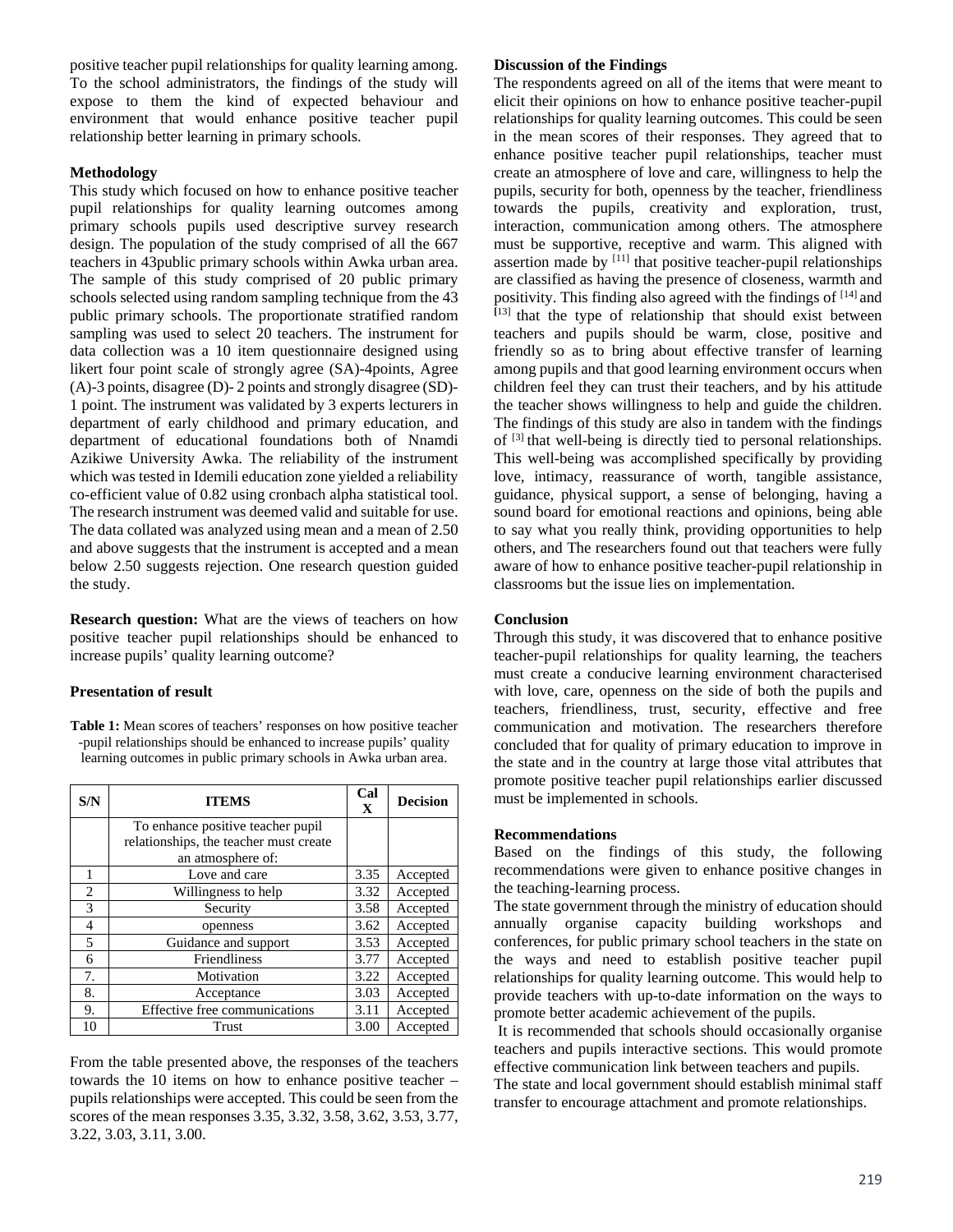positive teacher pupil relationships for quality learning among. To the school administrators, the findings of the study will expose to them the kind of expected behaviour and environment that would enhance positive teacher pupil relationship better learning in primary schools.

## Methodology

This study which focused on how to enhance positive teacher pupil relationships for quality learning outcomes among primary schools pupils used descriptive survey research design. The population of the study comprised of all the 667 teachers in 43public primary schools within Awka urban area. The sample of this study comprised of 20 public primary schools selected using random sampling technique from the 43 public primary schools. The proportionate stratified random sampling was used to select 20 teachers. The instrument for data collection was a 10 item questionnaire designed using likert four point scale of strongly agree (SA)-4points, Agree (A)-3 points, disagree (D)- 2 points and strongly disagree (SD)-1 point. The instrument was validated by 3 experts lecturers in department of early childhood and primary education, and department of educational foundations both of Nnamdi Azikiwe University Awka. The reliability of the instrument which was tested in Idemili education zone yielded a reliability co-efficient value of 0.82 using cronbach alpha statistical tool. The research instrument was deemed valid and suitable for use. The data collated was analyzed using mean and a mean of 2.50 and above suggests that the instrument is accepted and a mean below 2.50 suggests rejection. One research question guided the study.

**Research question:** What are the views of teachers on how positive teacher pupil relationships should be enhanced to increase pupils' quality learning outcome?

## Presentation of result

**Table 1:** Mean scores of teachers' responses on how positive teacher -pupil relationships should be enhanced to increase pupils' quality learning outcomes in public primary schools in Awka urban area.

| S/N | ITEMS | Cal X | Decision |
|---|---|---|---|
| | To enhance positive teacher pupil relationships, the teacher must create an atmosphere of: | | |
| 1 | Love and care | 3.35 | Accepted |
| 2 | Willingness to help | 3.32 | Accepted |
| 3 | Security | 3.58 | Accepted |
| 4 | openness | 3.62 | Accepted |
| 5 | Guidance and support | 3.53 | Accepted |
| 6 | Friendliness | 3.77 | Accepted |
| 7. | Motivation | 3.22 | Accepted |
| 8. | Acceptance | 3.03 | Accepted |
| 9. | Effective free communications | 3.11 | Accepted |
| 10 | Trust | 3.00 | Accepted |

From the table presented above, the responses of the teachers towards the 10 items on how to enhance positive teacher – pupils relationships were accepted. This could be seen from the scores of the mean responses 3.35, 3.32, 3.58, 3.62, 3.53, 3.77, 3.22, 3.03, 3.11, 3.00.

## Discussion of the Findings

The respondents agreed on all of the items that were meant to elicit their opinions on how to enhance positive teacher-pupil relationships for quality learning outcomes. This could be seen in the mean scores of their responses. They agreed that to enhance positive teacher pupil relationships, teacher must create an atmosphere of love and care, willingness to help the pupils, security for both, openness by the teacher, friendliness towards the pupils, creativity and exploration, trust, interaction, communication among others. The atmosphere must be supportive, receptive and warm. This aligned with assertion made by [11] that positive teacher-pupil relationships are classified as having the presence of closeness, warmth and positivity. This finding also agreed with the findings of [14] and [13] that the type of relationship that should exist between teachers and pupils should be warm, close, positive and friendly so as to bring about effective transfer of learning among pupils and that good learning environment occurs when children feel they can trust their teachers, and by his attitude the teacher shows willingness to help and guide the children. The findings of this study are also in tandem with the findings of [3] that well-being is directly tied to personal relationships. This well-being was accomplished specifically by providing love, intimacy, reassurance of worth, tangible assistance, guidance, physical support, a sense of belonging, having a sound board for emotional reactions and opinions, being able to say what you really think, providing opportunities to help others, and The researchers found out that teachers were fully aware of how to enhance positive teacher-pupil relationship in classrooms but the issue lies on implementation.

## Conclusion

Through this study, it was discovered that to enhance positive teacher-pupil relationships for quality learning, the teachers must create a conducive learning environment characterised with love, care, openness on the side of both the pupils and teachers, friendliness, trust, security, effective and free communication and motivation. The researchers therefore concluded that for quality of primary education to improve in the state and in the country at large those vital attributes that promote positive teacher pupil relationships earlier discussed must be implemented in schools.

## Recommendations

Based on the findings of this study, the following recommendations were given to enhance positive changes in the teaching-learning process.

The state government through the ministry of education should annually organise capacity building workshops and conferences, for public primary school teachers in the state on the ways and need to establish positive teacher pupil relationships for quality learning outcome. This would help to provide teachers with up-to-date information on the ways to promote better academic achievement of the pupils.

It is recommended that schools should occasionally organise teachers and pupils interactive sections. This would promote effective communication link between teachers and pupils.

The state and local government should establish minimal staff transfer to encourage attachment and promote relationships.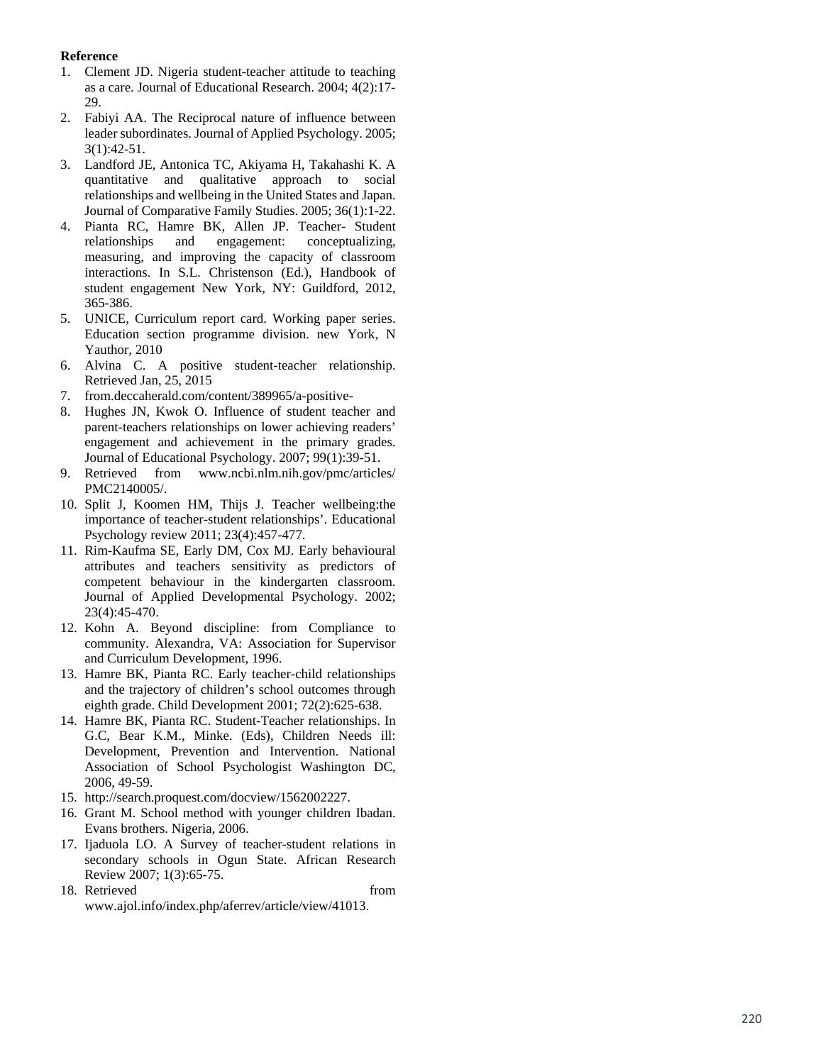**Reference**

1. Clement JD. Nigeria student-teacher attitude to teaching as a care. Journal of Educational Research. 2004; 4(2):17-29.
2. Fabiyi AA. The Reciprocal nature of influence between leader subordinates. Journal of Applied Psychology. 2005; 3(1):42-51.
3. Landford JE, Antonica TC, Akiyama H, Takahashi K. A quantitative and qualitative approach to social relationships and wellbeing in the United States and Japan. Journal of Comparative Family Studies. 2005; 36(1):1-22.
4. Pianta RC, Hamre BK, Allen JP. Teacher- Student relationships and engagement: conceptualizing, measuring, and improving the capacity of classroom interactions. In S.L. Christenson (Ed.), Handbook of student engagement New York, NY: Guildford, 2012, 365-386.
5. UNICE, Curriculum report card. Working paper series. Education section programme division. new York, N Yauthor, 2010
6. Alvina C. A positive student-teacher relationship. Retrieved Jan, 25, 2015
7. from.deccaherald.com/content/389965/a-positive-
8. Hughes JN, Kwok O. Influence of student teacher and parent-teachers relationships on lower achieving readers' engagement and achievement in the primary grades. Journal of Educational Psychology. 2007; 99(1):39-51.
9. Retrieved from www.ncbi.nlm.nih.gov/pmc/articles/PMC2140005/.
10. Split J, Koomen HM, Thijs J. Teacher wellbeing:the importance of teacher-student relationships'. Educational Psychology review 2011; 23(4):457-477.
11. Rim-Kaufma SE, Early DM, Cox MJ. Early behavioural attributes and teachers sensitivity as predictors of competent behaviour in the kindergarten classroom. Journal of Applied Developmental Psychology. 2002; 23(4):45-470.
12. Kohn A. Beyond discipline: from Compliance to community. Alexandra, VA: Association for Supervisor and Curriculum Development, 1996.
13. Hamre BK, Pianta RC. Early teacher-child relationships and the trajectory of children's school outcomes through eighth grade. Child Development 2001; 72(2):625-638.
14. Hamre BK, Pianta RC. Student-Teacher relationships. In G.C, Bear K.M., Minke. (Eds), Children Needs ill: Development, Prevention and Intervention. National Association of School Psychologist Washington DC, 2006, 49-59.
15. http://search.proquest.com/docview/1562002227.
16. Grant M. School method with younger children Ibadan. Evans brothers. Nigeria, 2006.
17. Ijaduola LO. A Survey of teacher-student relations in secondary schools in Ogun State. African Research Review 2007; 1(3):65-75.
18. Retrieved from www.ajol.info/index.php/aferrev/article/view/41013.